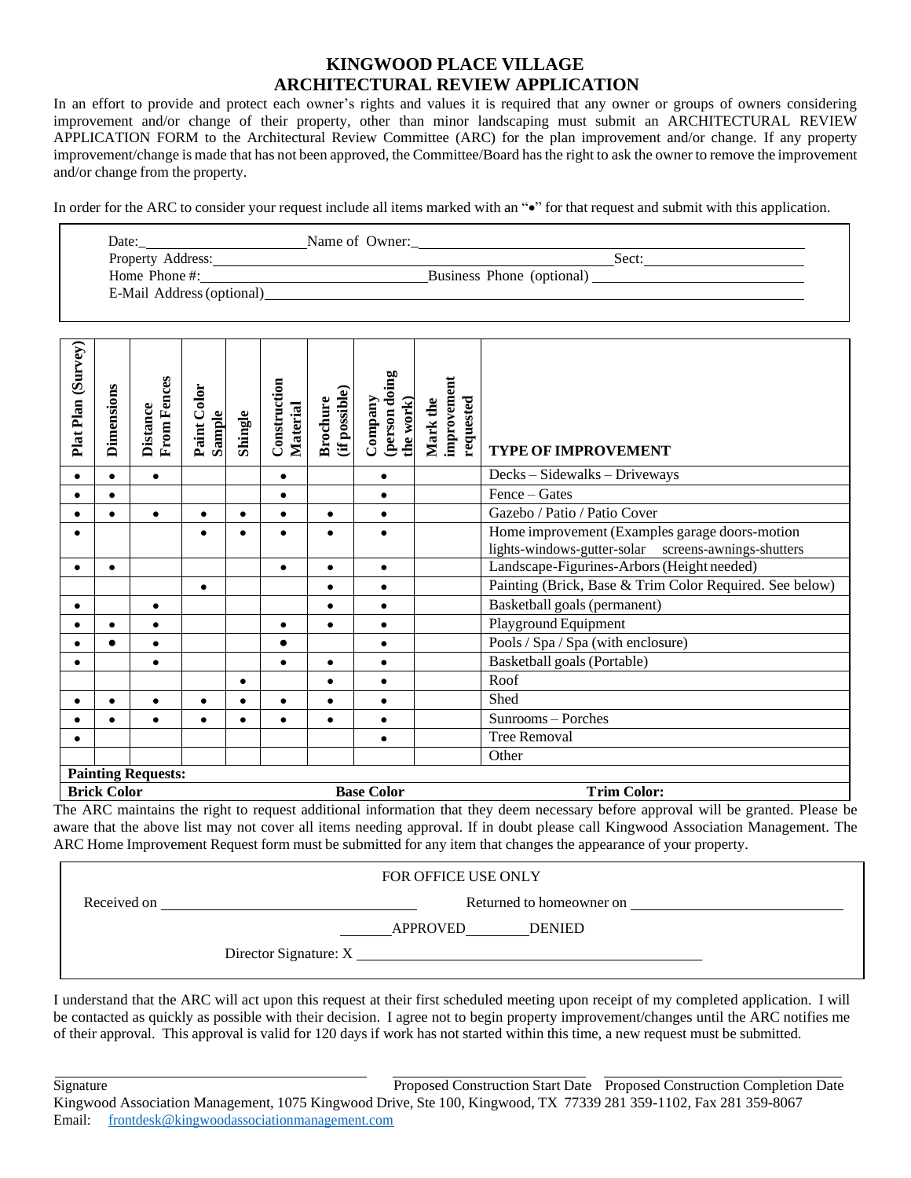# KINGWOOD PLACE VILLAGE
## ARCHITECTURAL REVIEW APPLICATION

In an effort to provide and protect each owner's rights and values it is required that any owner or groups of owners considering improvement and/or change of their property, other than minor landscaping must submit an ARCHITECTURAL REVIEW APPLICATION FORM to the Architectural Review Committee (ARC) for the plan improvement and/or change. If any property improvement/change is made that has not been approved, the Committee/Board has the right to ask the owner to remove the improvement and/or change from the property.

In order for the ARC to consider your request include all items marked with an "•" for that request and submit with this application.

Date:\_\_\_\_\_\_\_\_\_\_\_\_\_\_\_\_\_\_\_\_ Name of Owner:\_\_\_\_\_\_\_\_\_\_\_\_\_\_\_\_\_\_\_\_\_\_\_\_\_\_\_\_\_\_\_\_\_\_\_\_\_\_\_\_\_\_

Property Address:\_\_\_\_\_\_\_\_\_\_\_\_\_\_\_\_\_\_\_\_\_\_\_\_\_\_\_\_\_\_\_\_\_\_\_\_\_\_\_\_\_\_\_\_\_\_ Sect:\_\_\_\_\_\_\_\_\_\_\_\_\_\_\_\_\_\_

Home Phone #:\_\_\_\_\_\_\_\_\_\_\_\_\_\_\_\_\_\_\_\_\_\_\_\_\_\_\_ Business Phone (optional) \_\_\_\_\_\_\_\_\_\_\_\_\_\_\_\_\_\_\_\_\_\_\_\_

E-Mail Address (optional)\_\_\_\_\_\_\_\_\_\_\_\_\_\_\_\_\_\_\_\_\_\_\_\_\_\_\_\_\_\_\_\_\_\_\_\_\_\_\_\_\_\_\_\_\_\_\_\_\_\_\_\_\_\_\_\_\_\_\_\_

| Plat Plan (Survey) | Dimensions | Distance From Fences | Paint Color Sample | Shingle | Construction Material | Brochure (if possible) | Company (person doing the work) | Mark the improvement requested | TYPE OF IMPROVEMENT |
|---|---|---|---|---|---|---|---|---|---|
| • | • | • | | | • | | • | | Decks – Sidewalks – Driveways |
| • | • | | | | • | | • | | Fence – Gates |
| • | • | • | • | • | • | • | • | | Gazebo / Patio / Patio Cover |
| • | | | • | • | • | • | • | | Home improvement (Examples garage doors-motion lights-windows-gutter-solar screens-awnings-shutters |
| • | • | | | | • | • | • | | Landscape-Figurines-Arbors (Height needed) |
| | | | • | | | • | • | | Painting (Brick, Base & Trim Color Required. See below) |
| • | | • | | | | • | • | | Basketball goals (permanent) |
| • | • | • | | | • | • | • | | Playground Equipment |
| • | • | • | | | • | | • | | Pools / Spa / Spa (with enclosure) |
| • | | • | | | • | • | • | | Basketball goals (Portable) |
| | | | | • | | • | • | | Roof |
| • | • | • | • | • | • | • | • | | Shed |
| • | • | • | • | • | • | • | • | | Sunrooms – Porches |
| • | | | | | | | • | | Tree Removal |
| | | | | | | | | | Other |
| **Painting Requests:** | | | | | | | | | |
| **Brick Color** | | | | | **Base Color** | | | | **Trim Color:** |

The ARC maintains the right to request additional information that they deem necessary before approval will be granted. Please be aware that the above list may not cover all items needing approval. If in doubt please call Kingwood Association Management. The ARC Home Improvement Request form must be submitted for any item that changes the appearance of your property.

FOR OFFICE USE ONLY

Received on \_\_\_\_\_\_\_\_\_\_\_\_\_\_\_\_\_\_\_\_\_\_\_\_\_\_\_\_ Returned to homeowner on \_\_\_\_\_\_\_\_\_\_\_\_\_\_\_\_\_\_\_\_\_\_\_\_

\_\_\_\_\_\_APPROVED\_\_\_\_\_\_\_DENIED

Director Signature: X \_\_\_\_\_\_\_\_\_\_\_\_\_\_\_\_\_\_\_\_\_\_\_\_\_\_\_\_\_\_\_\_\_\_\_\_\_\_\_\_\_\_

I understand that the ARC will act upon this request at their first scheduled meeting upon receipt of my completed application. I will be contacted as quickly as possible with their decision. I agree not to begin property improvement/changes until the ARC notifies me of their approval. This approval is valid for 120 days if work has not started within this time, a new request must be submitted.

\_\_\_\_\_\_\_\_\_\_\_\_\_\_\_\_\_\_\_\_\_\_\_\_\_\_\_\_\_\_\_\_\_\_\_\_ \_\_\_\_\_\_\_\_\_\_\_\_\_\_\_\_\_\_\_\_\_\_\_ \_\_\_\_\_\_\_\_\_\_\_\_\_\_\_\_\_\_\_\_\_\_\_\_\_\_\_

Signature — Proposed Construction Start Date — Proposed Construction Completion Date

Kingwood Association Management, 1075 Kingwood Drive, Ste 100, Kingwood, TX 77339 281 359-1102, Fax 281 359-8067

Email: frontdesk@kingwoodassociationmanagement.com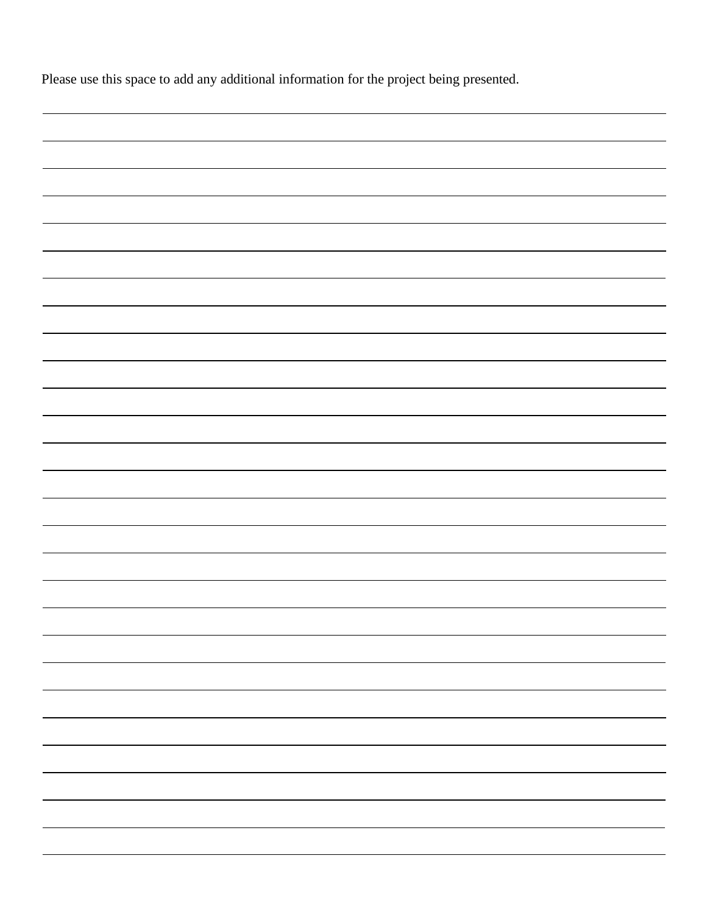Please use this space to add any additional information for the project being presented.